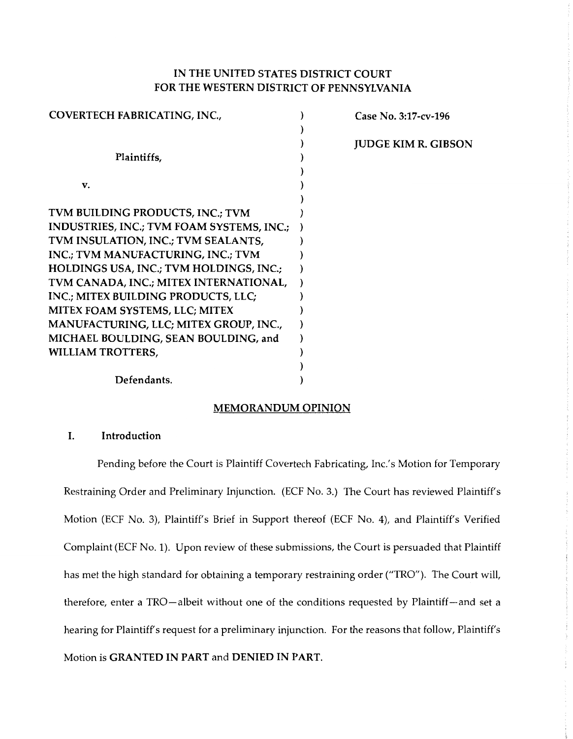# IN THE UNITED STATES DISTRICT COURT FOR THE WESTERN DISTRICT OF PENNSYLVANIA

| | | |
|---|---|---|
| COVERTECH FABRICATING, INC., | ) | Case No. 3:17-cv-196 |
| | ) | |
| | ) | JUDGE KIM R. GIBSON |
| Plaintiffs, | ) | |
| | ) | |
| v. | ) | |
| | ) | |
| TVM BUILDING PRODUCTS, INC.; TVM INDUSTRIES, INC.; TVM FOAM SYSTEMS, INC.; TVM INSULATION, INC.; TVM SEALANTS, INC.; TVM MANUFACTURING, INC.; TVM HOLDINGS USA, INC.; TVM HOLDINGS, INC.; TVM CANADA, INC.; MITEX INTERNATIONAL, INC.; MITEX BUILDING PRODUCTS, LLC; MITEX FOAM SYSTEMS, LLC; MITEX MANUFACTURING, LLC; MITEX GROUP, INC., MICHAEL BOULDING, SEAN BOULDING, and WILLIAM TROTTERS, | ) | |
| | ) | |
| Defendants. | ) | |

## MEMORANDUM OPINION

### I. Introduction

Pending before the Court is Plaintiff Covertech Fabricating, Inc.'s Motion for Temporary Restraining Order and Preliminary Injunction. (ECF No. 3.) The Court has reviewed Plaintiff's Motion (ECF No. 3), Plaintiff's Brief in Support thereof (ECF No. 4), and Plaintiff's Verified Complaint (ECF No. 1). Upon review of these submissions, the Court is persuaded that Plaintiff has met the high standard for obtaining a temporary restraining order ("TRO"). The Court will, therefore, enter a TRO—albeit without one of the conditions requested by Plaintiff—and set a hearing for Plaintiff's request for a preliminary injunction. For the reasons that follow, Plaintiff's Motion is **GRANTED IN PART** and **DENIED IN PART.**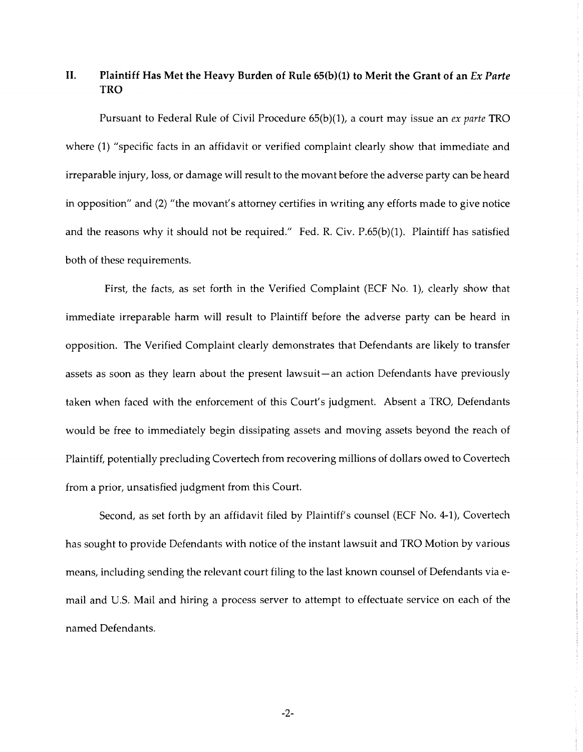## II. Plaintiff Has Met the Heavy Burden of Rule 65(b)(1) to Merit the Grant of an *Ex Parte* TRO

Pursuant to Federal Rule of Civil Procedure 65(b)(1), a court may issue an *ex parte* TRO where (1) "specific facts in an affidavit or verified complaint clearly show that immediate and irreparable injury, loss, or damage will result to the movant before the adverse party can be heard in opposition" and (2) "the movant's attorney certifies in writing any efforts made to give notice and the reasons why it should not be required." Fed. R. Civ. P.65(b)(1). Plaintiff has satisfied both of these requirements.

First, the facts, as set forth in the Verified Complaint (ECF No. 1), clearly show that immediate irreparable harm will result to Plaintiff before the adverse party can be heard in opposition. The Verified Complaint clearly demonstrates that Defendants are likely to transfer assets as soon as they learn about the present lawsuit—an action Defendants have previously taken when faced with the enforcement of this Court's judgment. Absent a TRO, Defendants would be free to immediately begin dissipating assets and moving assets beyond the reach of Plaintiff, potentially precluding Covertech from recovering millions of dollars owed to Covertech from a prior, unsatisfied judgment from this Court.

Second, as set forth by an affidavit filed by Plaintiff's counsel (ECF No. 4-1), Covertech has sought to provide Defendants with notice of the instant lawsuit and TRO Motion by various means, including sending the relevant court filing to the last known counsel of Defendants via e-mail and U.S. Mail and hiring a process server to attempt to effectuate service on each of the named Defendants.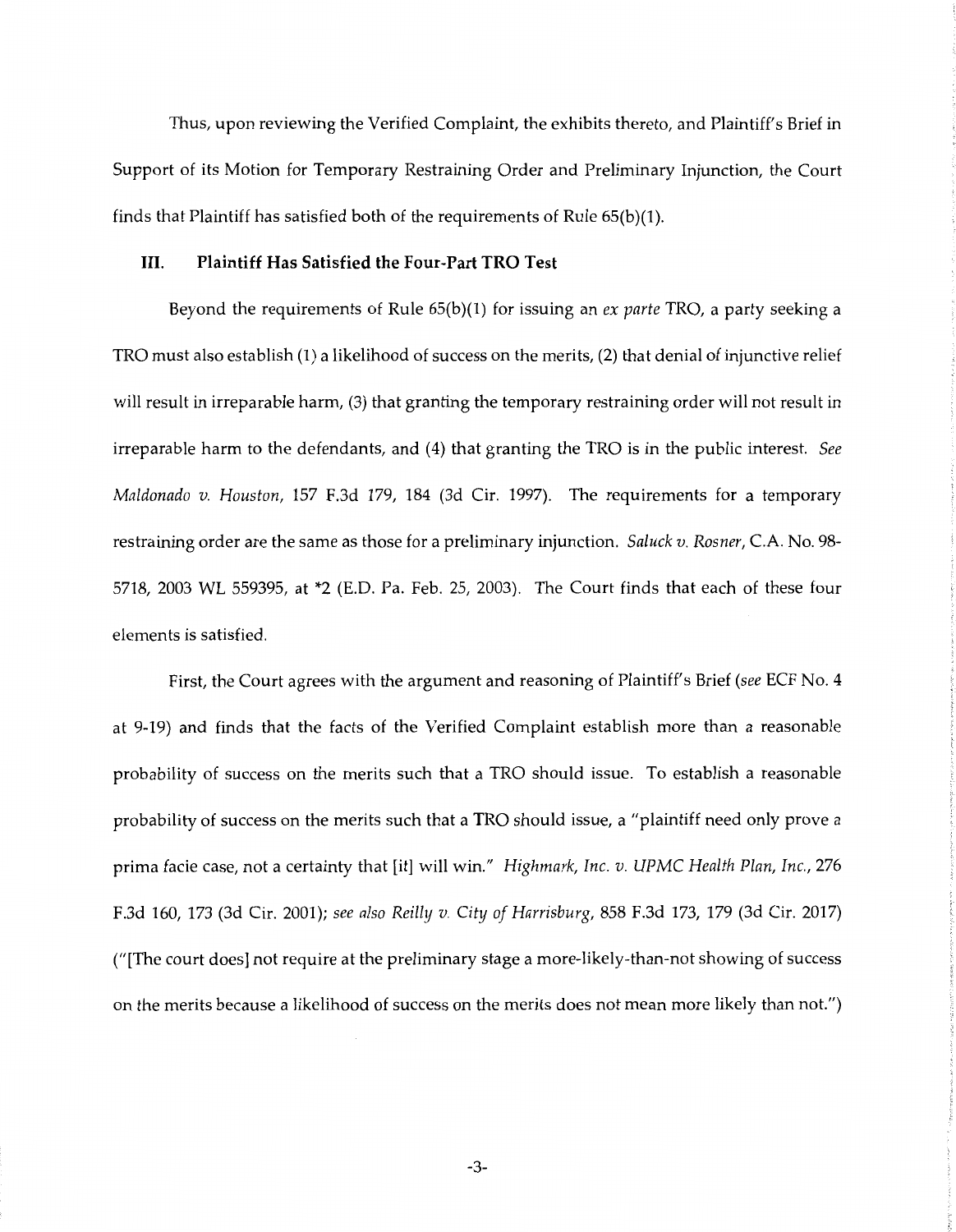Thus, upon reviewing the Verified Complaint, the exhibits thereto, and Plaintiff's Brief in Support of its Motion for Temporary Restraining Order and Preliminary Injunction, the Court finds that Plaintiff has satisfied both of the requirements of Rule 65(b)(1).

## III. Plaintiff Has Satisfied the Four-Part TRO Test

Beyond the requirements of Rule 65(b)(1) for issuing an *ex parte* TRO, a party seeking a TRO must also establish (1) a likelihood of success on the merits, (2) that denial of injunctive relief will result in irreparable harm, (3) that granting the temporary restraining order will not result in irreparable harm to the defendants, and (4) that granting the TRO is in the public interest. *See Maldonado v. Houston*, 157 F.3d 179, 184 (3d Cir. 1997). The requirements for a temporary restraining order are the same as those for a preliminary injunction. *Saluck v. Rosner*, C.A. No. 98-5718, 2003 WL 559395, at *2 (E.D. Pa. Feb. 25, 2003). The Court finds that each of these four elements is satisfied.

First, the Court agrees with the argument and reasoning of Plaintiff's Brief (*see* ECF No. 4 at 9-19) and finds that the facts of the Verified Complaint establish more than a reasonable probability of success on the merits such that a TRO should issue. To establish a reasonable probability of success on the merits such that a TRO should issue, a "plaintiff need only prove a prima facie case, not a certainty that [it] will win." *Highmark, Inc. v. UPMC Health Plan, Inc.*, 276 F.3d 160, 173 (3d Cir. 2001); *see also Reilly v. City of Harrisburg*, 858 F.3d 173, 179 (3d Cir. 2017) ("[The court does] not require at the preliminary stage a more-likely-than-not showing of success on the merits because a likelihood of success on the merits does not mean more likely than not.")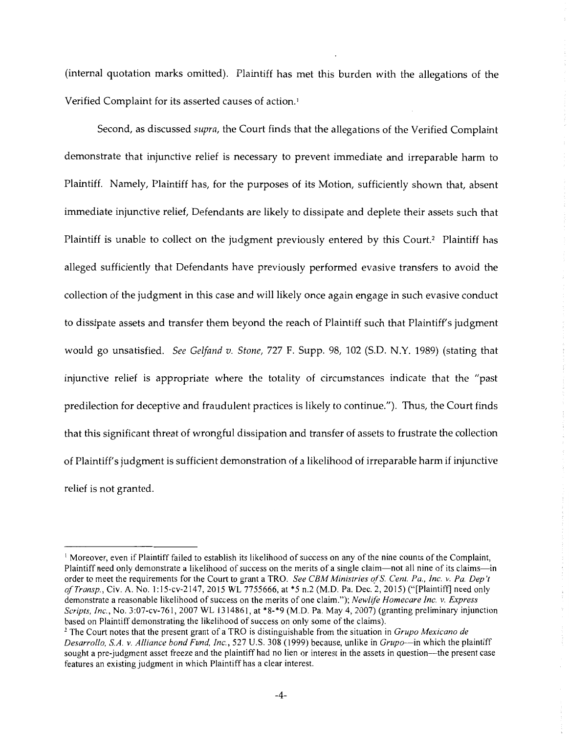(internal quotation marks omitted). Plaintiff has met this burden with the allegations of the Verified Complaint for its asserted causes of action.[1]

Second, as discussed *supra*, the Court finds that the allegations of the Verified Complaint demonstrate that injunctive relief is necessary to prevent immediate and irreparable harm to Plaintiff. Namely, Plaintiff has, for the purposes of its Motion, sufficiently shown that, absent immediate injunctive relief, Defendants are likely to dissipate and deplete their assets such that Plaintiff is unable to collect on the judgment previously entered by this Court.[2] Plaintiff has alleged sufficiently that Defendants have previously performed evasive transfers to avoid the collection of the judgment in this case and will likely once again engage in such evasive conduct to dissipate assets and transfer them beyond the reach of Plaintiff such that Plaintiff's judgment would go unsatisfied. *See Gelfand v. Stone*, 727 F. Supp. 98, 102 (S.D. N.Y. 1989) (stating that injunctive relief is appropriate where the totality of circumstances indicate that the "past predilection for deceptive and fraudulent practices is likely to continue."). Thus, the Court finds that this significant threat of wrongful dissipation and transfer of assets to frustrate the collection of Plaintiff's judgment is sufficient demonstration of a likelihood of irreparable harm if injunctive relief is not granted.

---

[1] Moreover, even if Plaintiff failed to establish its likelihood of success on any of the nine counts of the Complaint, Plaintiff need only demonstrate a likelihood of success on the merits of a single claim—not all nine of its claims—in order to meet the requirements for the Court to grant a TRO. *See CBM Ministries of S. Cent. Pa., Inc. v. Pa. Dep't of Transp.*, Civ. A. No. 1:15-cv-2147, 2015 WL 7755666, at *5 n.2 (M.D. Pa. Dec. 2, 2015) ("[Plaintiff] need only demonstrate a reasonable likelihood of success on the merits of one claim."); *Newlife Homecare Inc. v. Express Scripts, Inc.*, No. 3:07-cv-761, 2007 WL 1314861, at *8-*9 (M.D. Pa. May 4, 2007) (granting preliminary injunction based on Plaintiff demonstrating the likelihood of success on only some of the claims).

[2] The Court notes that the present grant of a TRO is distinguishable from the situation in *Grupo Mexicano de Desarrollo, S.A. v. Alliance bond Fund, Inc.*, 527 U.S. 308 (1999) because, unlike in *Grupo*—in which the plaintiff sought a pre-judgment asset freeze and the plaintiff had no lien or interest in the assets in question—the present case features an existing judgment in which Plaintiff has a clear interest.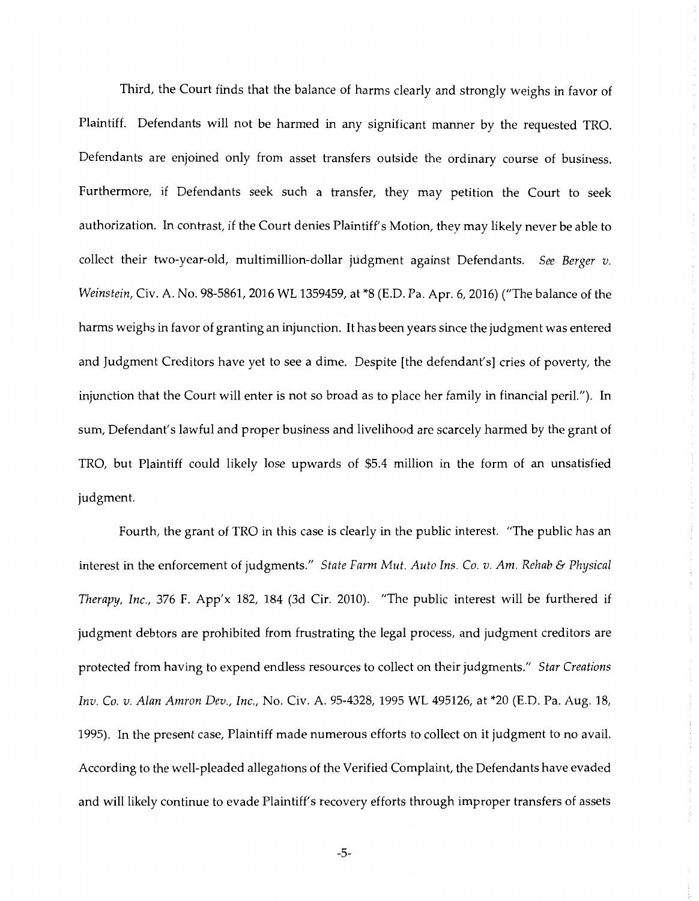Third, the Court finds that the balance of harms clearly and strongly weighs in favor of Plaintiff. Defendants will not be harmed in any significant manner by the requested TRO. Defendants are enjoined only from asset transfers outside the ordinary course of business. Furthermore, if Defendants seek such a transfer, they may petition the Court to seek authorization. In contrast, if the Court denies Plaintiff's Motion, they may likely never be able to collect their two-year-old, multimillion-dollar judgment against Defendants. *See Berger v. Weinstein*, Civ. A. No. 98-5861, 2016 WL 1359459, at *8 (E.D. Pa. Apr. 6, 2016) ("The balance of the harms weighs in favor of granting an injunction. It has been years since the judgment was entered and Judgment Creditors have yet to see a dime. Despite [the defendant's] cries of poverty, the injunction that the Court will enter is not so broad as to place her family in financial peril."). In sum, Defendant's lawful and proper business and livelihood are scarcely harmed by the grant of TRO, but Plaintiff could likely lose upwards of $5.4 million in the form of an unsatisfied judgment.

Fourth, the grant of TRO in this case is clearly in the public interest. "The public has an interest in the enforcement of judgments." *State Farm Mut. Auto Ins. Co. v. Am. Rehab & Physical Therapy, Inc.*, 376 F. App'x 182, 184 (3d Cir. 2010). "The public interest will be furthered if judgment debtors are prohibited from frustrating the legal process, and judgment creditors are protected from having to expend endless resources to collect on their judgments." *Star Creations Inv. Co. v. Alan Amron Dev., Inc.*, No. Civ. A. 95-4328, 1995 WL 495126, at *20 (E.D. Pa. Aug. 18, 1995). In the present case, Plaintiff made numerous efforts to collect on it judgment to no avail. According to the well-pleaded allegations of the Verified Complaint, the Defendants have evaded and will likely continue to evade Plaintiff's recovery efforts through improper transfers of assets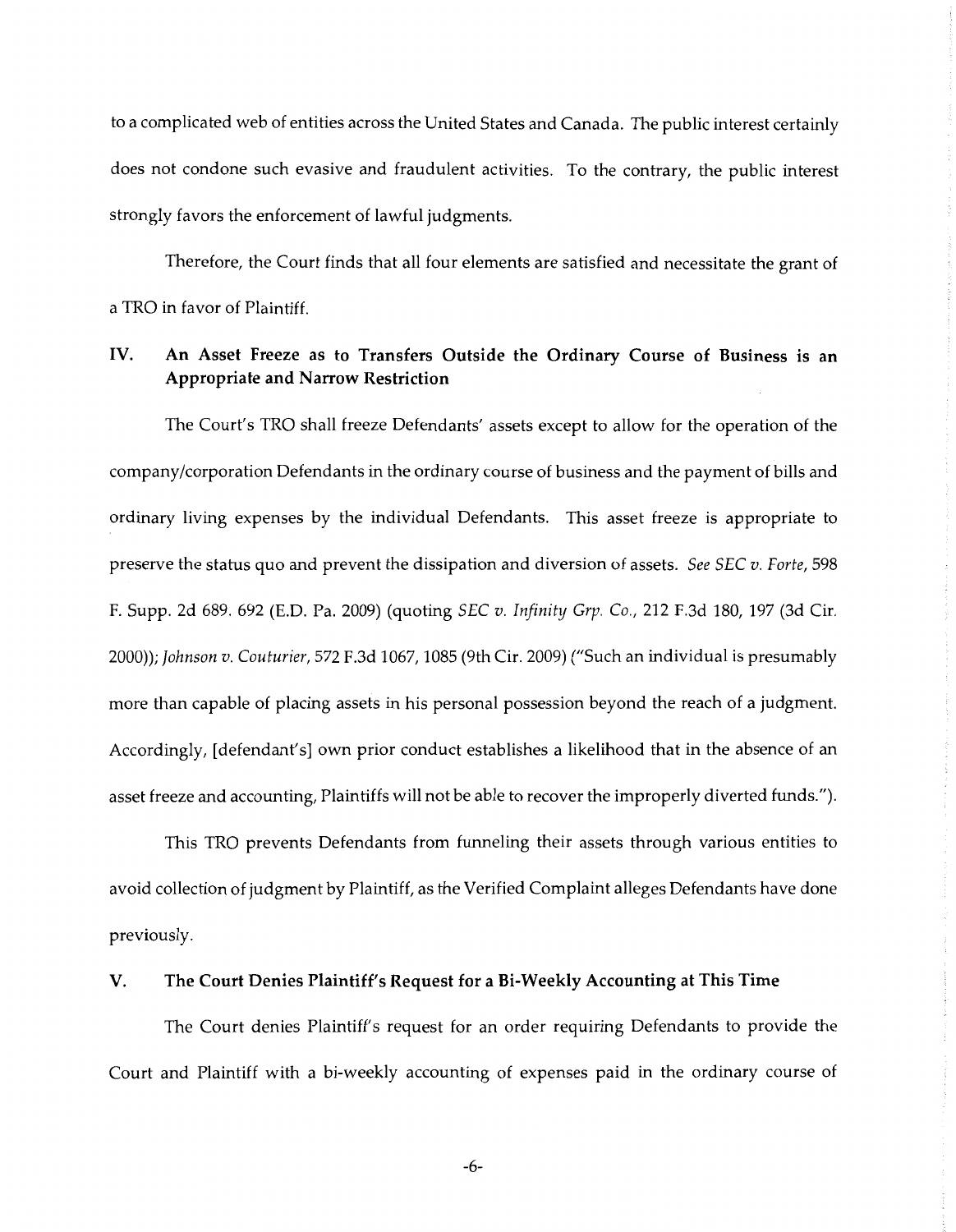to a complicated web of entities across the United States and Canada. The public interest certainly does not condone such evasive and fraudulent activities. To the contrary, the public interest strongly favors the enforcement of lawful judgments.

Therefore, the Court finds that all four elements are satisfied and necessitate the grant of a TRO in favor of Plaintiff.

## IV. An Asset Freeze as to Transfers Outside the Ordinary Course of Business is an Appropriate and Narrow Restriction

The Court's TRO shall freeze Defendants' assets except to allow for the operation of the company/corporation Defendants in the ordinary course of business and the payment of bills and ordinary living expenses by the individual Defendants. This asset freeze is appropriate to preserve the status quo and prevent the dissipation and diversion of assets. *See SEC v. Forte*, 598 F. Supp. 2d 689. 692 (E.D. Pa. 2009) (quoting *SEC v. Infinity Grp. Co.*, 212 F.3d 180, 197 (3d Cir. 2000)); *Johnson v. Couturier*, 572 F.3d 1067, 1085 (9th Cir. 2009) ("Such an individual is presumably more than capable of placing assets in his personal possession beyond the reach of a judgment. Accordingly, [defendant's] own prior conduct establishes a likelihood that in the absence of an asset freeze and accounting, Plaintiffs will not be able to recover the improperly diverted funds.").

This TRO prevents Defendants from funneling their assets through various entities to avoid collection of judgment by Plaintiff, as the Verified Complaint alleges Defendants have done previously.

## V. The Court Denies Plaintiff's Request for a Bi-Weekly Accounting at This Time

The Court denies Plaintiff's request for an order requiring Defendants to provide the Court and Plaintiff with a bi-weekly accounting of expenses paid in the ordinary course of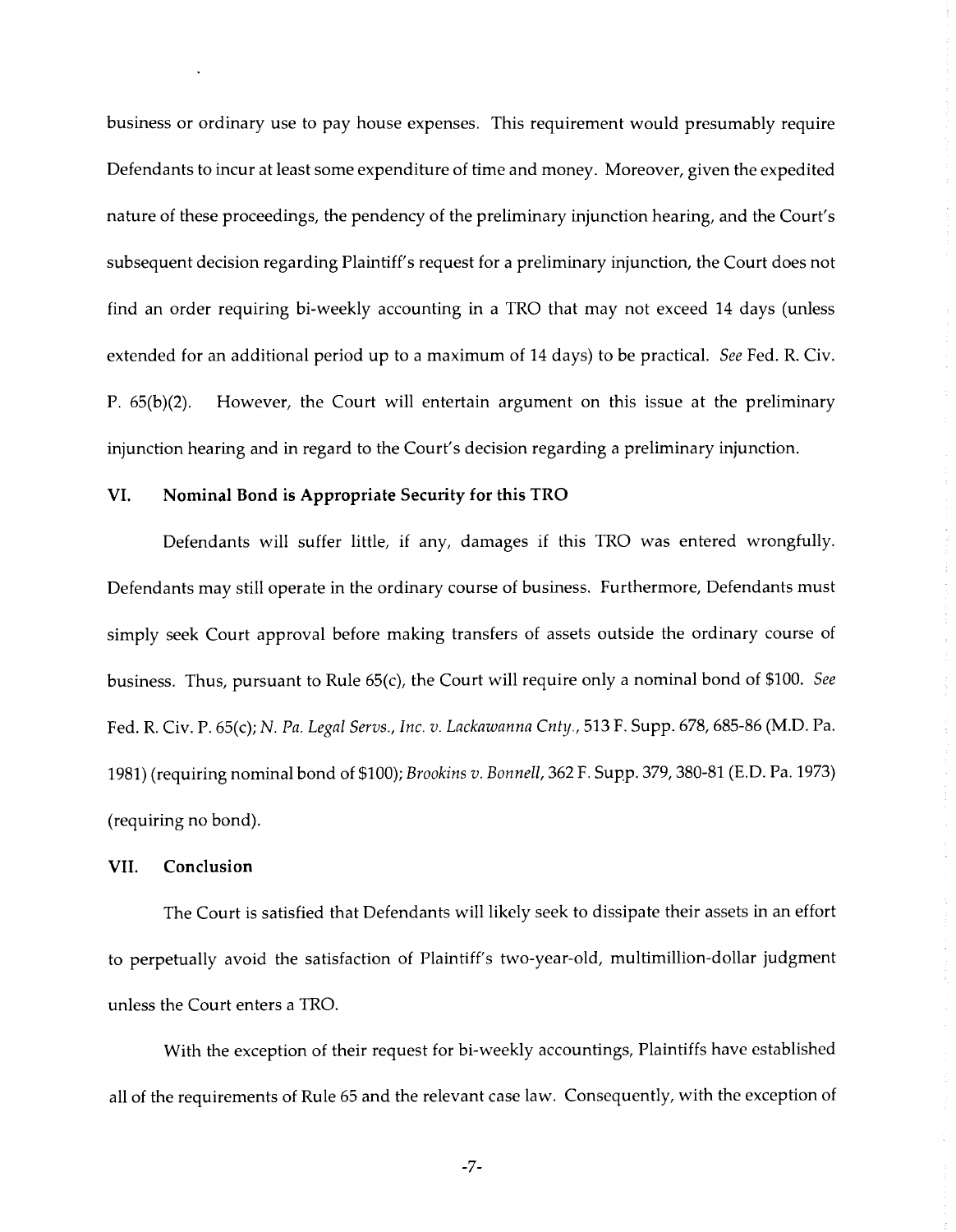business or ordinary use to pay house expenses. This requirement would presumably require Defendants to incur at least some expenditure of time and money. Moreover, given the expedited nature of these proceedings, the pendency of the preliminary injunction hearing, and the Court's subsequent decision regarding Plaintiff's request for a preliminary injunction, the Court does not find an order requiring bi-weekly accounting in a TRO that may not exceed 14 days (unless extended for an additional period up to a maximum of 14 days) to be practical. *See* Fed. R. Civ. P. 65(b)(2). However, the Court will entertain argument on this issue at the preliminary injunction hearing and in regard to the Court's decision regarding a preliminary injunction.

## VI. Nominal Bond is Appropriate Security for this TRO

Defendants will suffer little, if any, damages if this TRO was entered wrongfully. Defendants may still operate in the ordinary course of business. Furthermore, Defendants must simply seek Court approval before making transfers of assets outside the ordinary course of business. Thus, pursuant to Rule 65(c), the Court will require only a nominal bond of $100. *See* Fed. R. Civ. P. 65(c); *N. Pa. Legal Servs., Inc. v. Lackawanna Cnty.*, 513 F. Supp. 678, 685-86 (M.D. Pa. 1981) (requiring nominal bond of $100); *Brookins v. Bonnell*, 362 F. Supp. 379, 380-81 (E.D. Pa. 1973) (requiring no bond).

## VII. Conclusion

The Court is satisfied that Defendants will likely seek to dissipate their assets in an effort to perpetually avoid the satisfaction of Plaintiff's two-year-old, multimillion-dollar judgment unless the Court enters a TRO.

With the exception of their request for bi-weekly accountings, Plaintiffs have established all of the requirements of Rule 65 and the relevant case law. Consequently, with the exception of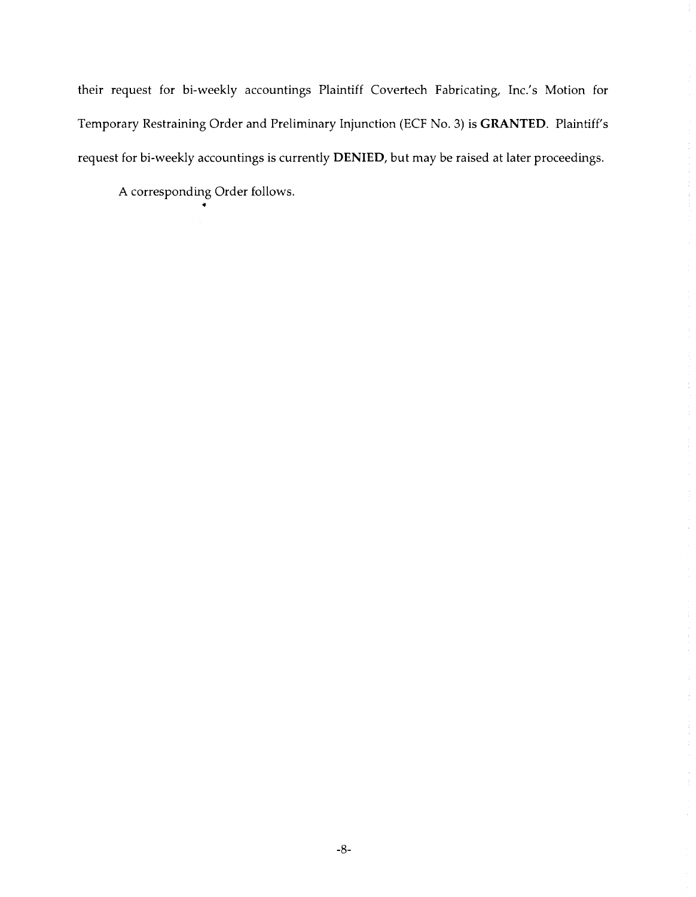their request for bi-weekly accountings Plaintiff Covertech Fabricating, Inc.'s Motion for Temporary Restraining Order and Preliminary Injunction (ECF No. 3) is **GRANTED**. Plaintiff's request for bi-weekly accountings is currently **DENIED**, but may be raised at later proceedings.

A corresponding Order follows.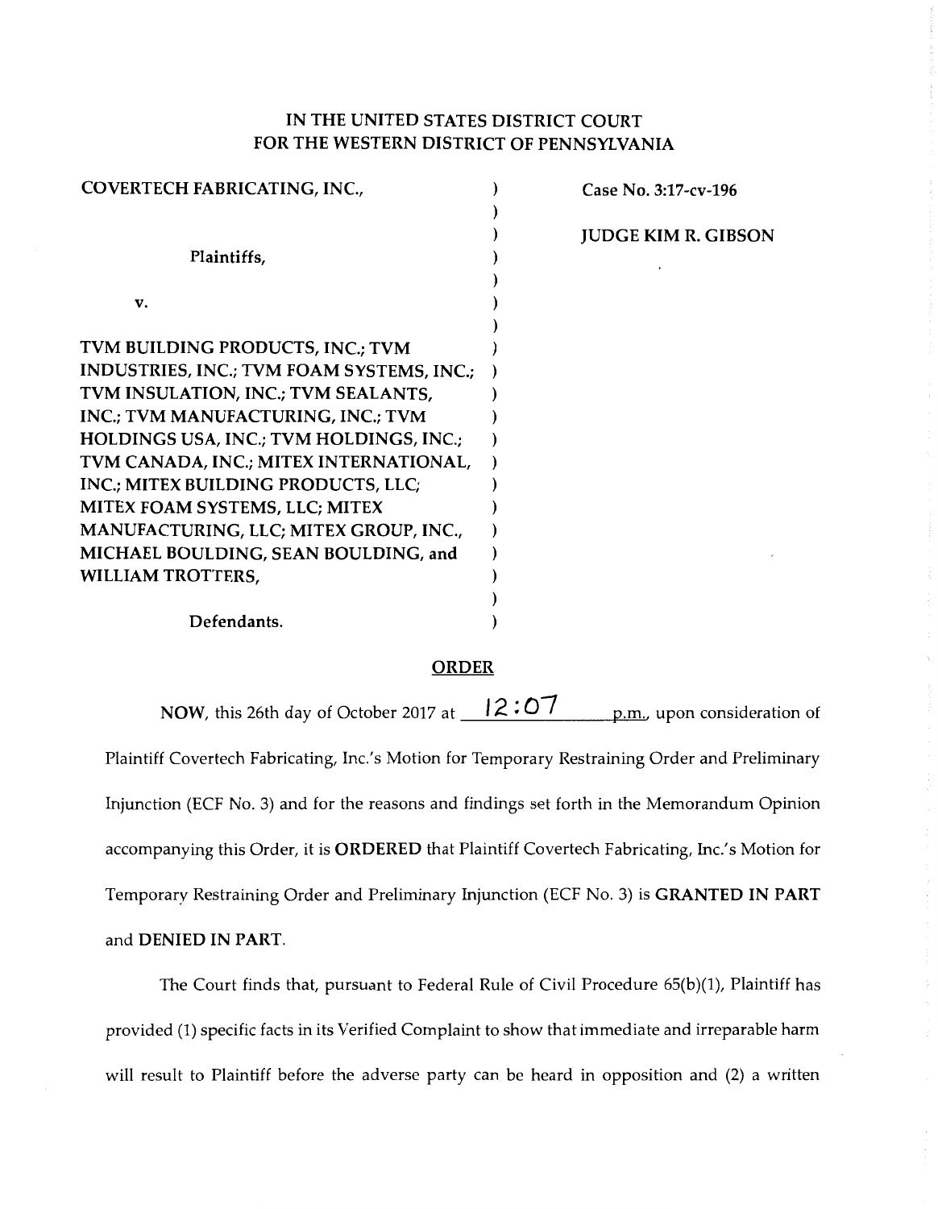# IN THE UNITED STATES DISTRICT COURT FOR THE WESTERN DISTRICT OF PENNSYLVANIA

| | | |
|---|---|---|
| COVERTECH FABRICATING, INC., | ) | Case No. 3:17-cv-196 |
| | ) | |
| | ) | JUDGE KIM R. GIBSON |
| Plaintiffs, | ) | |
| | ) | |
| v. | ) | |
| | ) | |
| TVM BUILDING PRODUCTS, INC.; TVM INDUSTRIES, INC.; TVM FOAM SYSTEMS, INC.; TVM INSULATION, INC.; TVM SEALANTS, INC.; TVM MANUFACTURING, INC.; TVM HOLDINGS USA, INC.; TVM HOLDINGS, INC.; TVM CANADA, INC.; MITEX INTERNATIONAL, INC.; MITEX BUILDING PRODUCTS, LLC; MITEX FOAM SYSTEMS, LLC; MITEX MANUFACTURING, LLC; MITEX GROUP, INC., MICHAEL BOULDING, SEAN BOULDING, and WILLIAM TROTTERS, | ) | |
| | ) | |
| Defendants. | ) | |

## ORDER

**NOW**, this 26th day of October 2017 at 12:07 p.m., upon consideration of Plaintiff Covertech Fabricating, Inc.'s Motion for Temporary Restraining Order and Preliminary Injunction (ECF No. 3) and for the reasons and findings set forth in the Memorandum Opinion accompanying this Order, it is **ORDERED** that Plaintiff Covertech Fabricating, Inc.'s Motion for Temporary Restraining Order and Preliminary Injunction (ECF No. 3) is **GRANTED IN PART** and **DENIED IN PART**.

The Court finds that, pursuant to Federal Rule of Civil Procedure 65(b)(1), Plaintiff has provided (1) specific facts in its Verified Complaint to show that immediate and irreparable harm will result to Plaintiff before the adverse party can be heard in opposition and (2) a written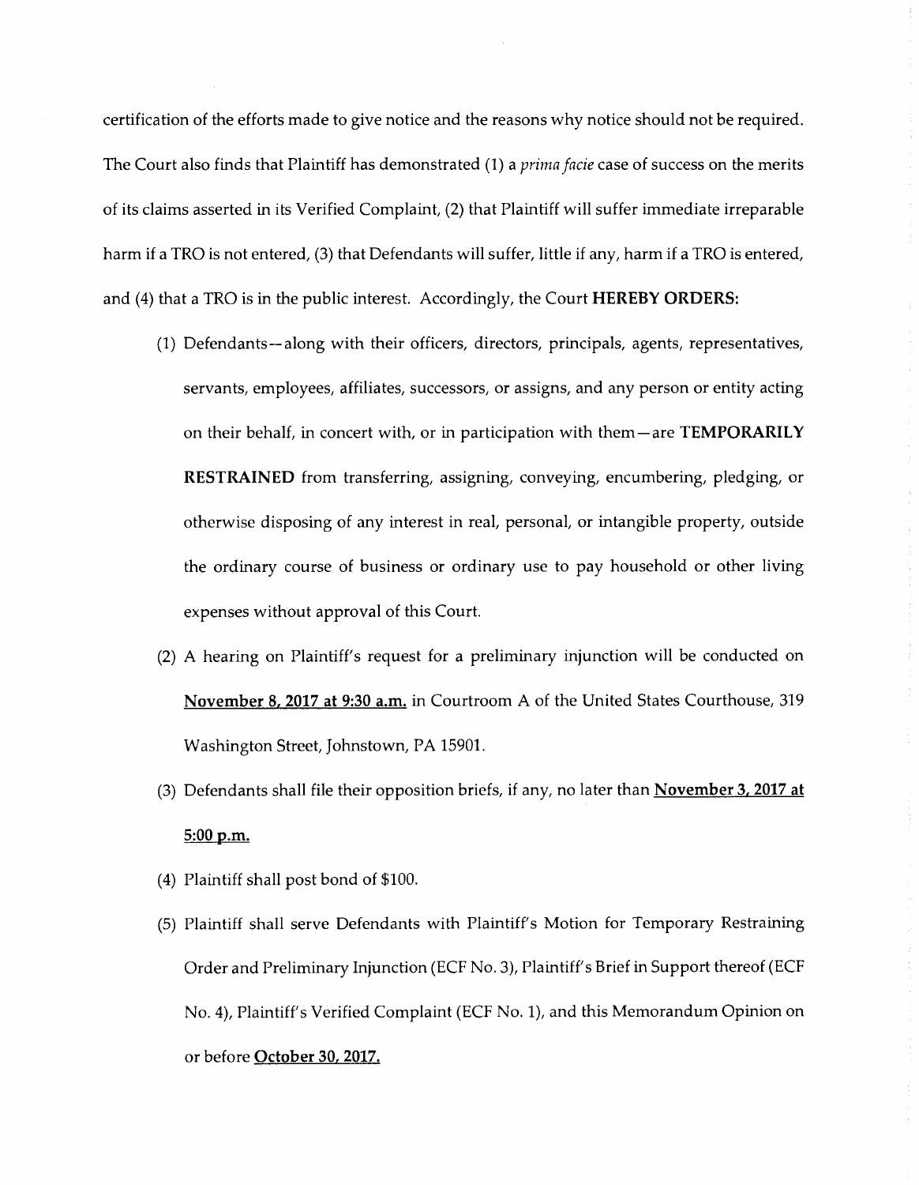certification of the efforts made to give notice and the reasons why notice should not be required. The Court also finds that Plaintiff has demonstrated (1) a *prima facie* case of success on the merits of its claims asserted in its Verified Complaint, (2) that Plaintiff will suffer immediate irreparable harm if a TRO is not entered, (3) that Defendants will suffer, little if any, harm if a TRO is entered, and (4) that a TRO is in the public interest. Accordingly, the Court **HEREBY ORDERS:**

(1) Defendants—along with their officers, directors, principals, agents, representatives, servants, employees, affiliates, successors, or assigns, and any person or entity acting on their behalf, in concert with, or in participation with them—are **TEMPORARILY RESTRAINED** from transferring, assigning, conveying, encumbering, pledging, or otherwise disposing of any interest in real, personal, or intangible property, outside the ordinary course of business or ordinary use to pay household or other living expenses without approval of this Court.

(2) A hearing on Plaintiff's request for a preliminary injunction will be conducted on **November 8, 2017 at 9:30 a.m.** in Courtroom A of the United States Courthouse, 319 Washington Street, Johnstown, PA 15901.

(3) Defendants shall file their opposition briefs, if any, no later than **November 3, 2017 at 5:00 p.m.**

(4) Plaintiff shall post bond of $100.

(5) Plaintiff shall serve Defendants with Plaintiff's Motion for Temporary Restraining Order and Preliminary Injunction (ECF No. 3), Plaintiff's Brief in Support thereof (ECF No. 4), Plaintiff's Verified Complaint (ECF No. 1), and this Memorandum Opinion on or before **October 30, 2017.**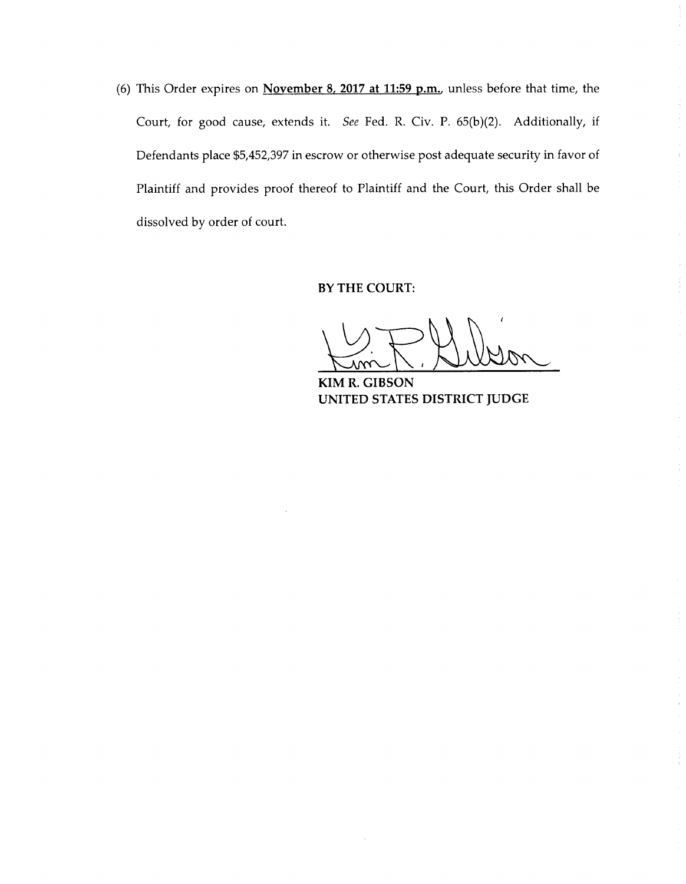(6) This Order expires on **<u>November 8, 2017 at 11:59 p.m.</u>**, unless before that time, the Court, for good cause, extends it. *See* Fed. R. Civ. P. 65(b)(2). Additionally, if Defendants place $5,452,397 in escrow or otherwise post adequate security in favor of Plaintiff and provides proof thereof to Plaintiff and the Court, this Order shall be dissolved by order of court.

**BY THE COURT:**

**KIM R. GIBSON**
**UNITED STATES DISTRICT JUDGE**